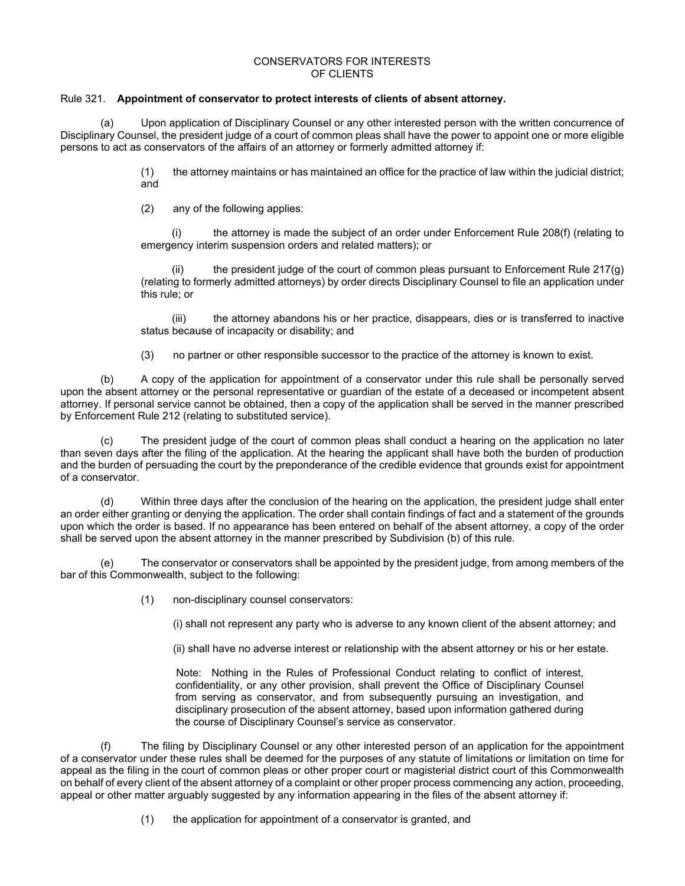# CONSERVATORS FOR INTERESTS OF CLIENTS

## Rule 321. **Appointment of conservator to protect interests of clients of absent attorney.**

(a) Upon application of Disciplinary Counsel or any other interested person with the written concurrence of Disciplinary Counsel, the president judge of a court of common pleas shall have the power to appoint one or more eligible persons to act as conservators of the affairs of an attorney or formerly admitted attorney if:

(1) the attorney maintains or has maintained an office for the practice of law within the judicial district; and

(2) any of the following applies:

(i) the attorney is made the subject of an order under Enforcement Rule 208(f) (relating to emergency interim suspension orders and related matters); or

(ii) the president judge of the court of common pleas pursuant to Enforcement Rule 217(g) (relating to formerly admitted attorneys) by order directs Disciplinary Counsel to file an application under this rule; or

(iii) the attorney abandons his or her practice, disappears, dies or is transferred to inactive status because of incapacity or disability; and

(3) no partner or other responsible successor to the practice of the attorney is known to exist.

(b) A copy of the application for appointment of a conservator under this rule shall be personally served upon the absent attorney or the personal representative or guardian of the estate of a deceased or incompetent absent attorney. If personal service cannot be obtained, then a copy of the application shall be served in the manner prescribed by Enforcement Rule 212 (relating to substituted service).

(c) The president judge of the court of common pleas shall conduct a hearing on the application no later than seven days after the filing of the application. At the hearing the applicant shall have both the burden of production and the burden of persuading the court by the preponderance of the credible evidence that grounds exist for appointment of a conservator.

(d) Within three days after the conclusion of the hearing on the application, the president judge shall enter an order either granting or denying the application. The order shall contain findings of fact and a statement of the grounds upon which the order is based. If no appearance has been entered on behalf of the absent attorney, a copy of the order shall be served upon the absent attorney in the manner prescribed by Subdivision (b) of this rule.

(e) The conservator or conservators shall be appointed by the president judge, from among members of the bar of this Commonwealth, subject to the following:

(1) non-disciplinary counsel conservators:

(i) shall not represent any party who is adverse to any known client of the absent attorney; and

(ii) shall have no adverse interest or relationship with the absent attorney or his or her estate.

Note: Nothing in the Rules of Professional Conduct relating to conflict of interest, confidentiality, or any other provision, shall prevent the Office of Disciplinary Counsel from serving as conservator, and from subsequently pursuing an investigation, and disciplinary prosecution of the absent attorney, based upon information gathered during the course of Disciplinary Counsel's service as conservator.

(f) The filing by Disciplinary Counsel or any other interested person of an application for the appointment of a conservator under these rules shall be deemed for the purposes of any statute of limitations or limitation on time for appeal as the filing in the court of common pleas or other proper court or magisterial district court of this Commonwealth on behalf of every client of the absent attorney of a complaint or other proper process commencing any action, proceeding, appeal or other matter arguably suggested by any information appearing in the files of the absent attorney if:

(1) the application for appointment of a conservator is granted, and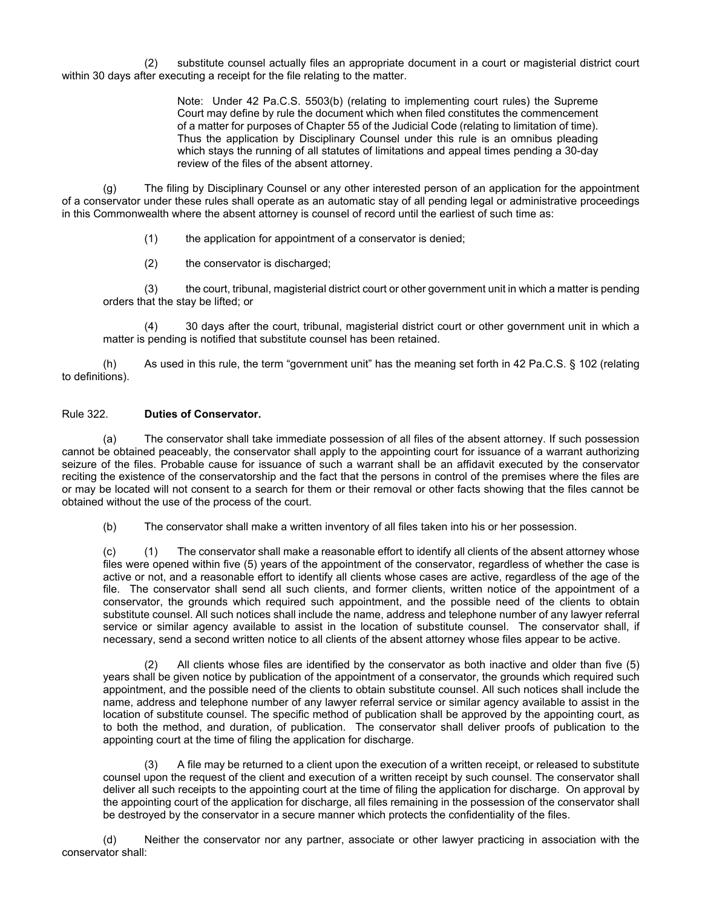(2) substitute counsel actually files an appropriate document in a court or magisterial district court within 30 days after executing a receipt for the file relating to the matter.

> Note: Under 42 Pa.C.S. 5503(b) (relating to implementing court rules) the Supreme Court may define by rule the document which when filed constitutes the commencement of a matter for purposes of Chapter 55 of the Judicial Code (relating to limitation of time). Thus the application by Disciplinary Counsel under this rule is an omnibus pleading which stays the running of all statutes of limitations and appeal times pending a 30-day review of the files of the absent attorney.

(g) The filing by Disciplinary Counsel or any other interested person of an application for the appointment of a conservator under these rules shall operate as an automatic stay of all pending legal or administrative proceedings in this Commonwealth where the absent attorney is counsel of record until the earliest of such time as:

(1) the application for appointment of a conservator is denied;

(2) the conservator is discharged;

(3) the court, tribunal, magisterial district court or other government unit in which a matter is pending orders that the stay be lifted; or

(4) 30 days after the court, tribunal, magisterial district court or other government unit in which a matter is pending is notified that substitute counsel has been retained.

(h) As used in this rule, the term "government unit" has the meaning set forth in 42 Pa.C.S. § 102 (relating to definitions).

Rule 322. **Duties of Conservator.**

(a) The conservator shall take immediate possession of all files of the absent attorney. If such possession cannot be obtained peaceably, the conservator shall apply to the appointing court for issuance of a warrant authorizing seizure of the files. Probable cause for issuance of such a warrant shall be an affidavit executed by the conservator reciting the existence of the conservatorship and the fact that the persons in control of the premises where the files are or may be located will not consent to a search for them or their removal or other facts showing that the files cannot be obtained without the use of the process of the court.

(b) The conservator shall make a written inventory of all files taken into his or her possession.

(c) (1) The conservator shall make a reasonable effort to identify all clients of the absent attorney whose files were opened within five (5) years of the appointment of the conservator, regardless of whether the case is active or not, and a reasonable effort to identify all clients whose cases are active, regardless of the age of the file. The conservator shall send all such clients, and former clients, written notice of the appointment of a conservator, the grounds which required such appointment, and the possible need of the clients to obtain substitute counsel. All such notices shall include the name, address and telephone number of any lawyer referral service or similar agency available to assist in the location of substitute counsel. The conservator shall, if necessary, send a second written notice to all clients of the absent attorney whose files appear to be active.

(2) All clients whose files are identified by the conservator as both inactive and older than five (5) years shall be given notice by publication of the appointment of a conservator, the grounds which required such appointment, and the possible need of the clients to obtain substitute counsel. All such notices shall include the name, address and telephone number of any lawyer referral service or similar agency available to assist in the location of substitute counsel. The specific method of publication shall be approved by the appointing court, as to both the method, and duration, of publication. The conservator shall deliver proofs of publication to the appointing court at the time of filing the application for discharge.

(3) A file may be returned to a client upon the execution of a written receipt, or released to substitute counsel upon the request of the client and execution of a written receipt by such counsel. The conservator shall deliver all such receipts to the appointing court at the time of filing the application for discharge. On approval by the appointing court of the application for discharge, all files remaining in the possession of the conservator shall be destroyed by the conservator in a secure manner which protects the confidentiality of the files.

(d) Neither the conservator nor any partner, associate or other lawyer practicing in association with the conservator shall: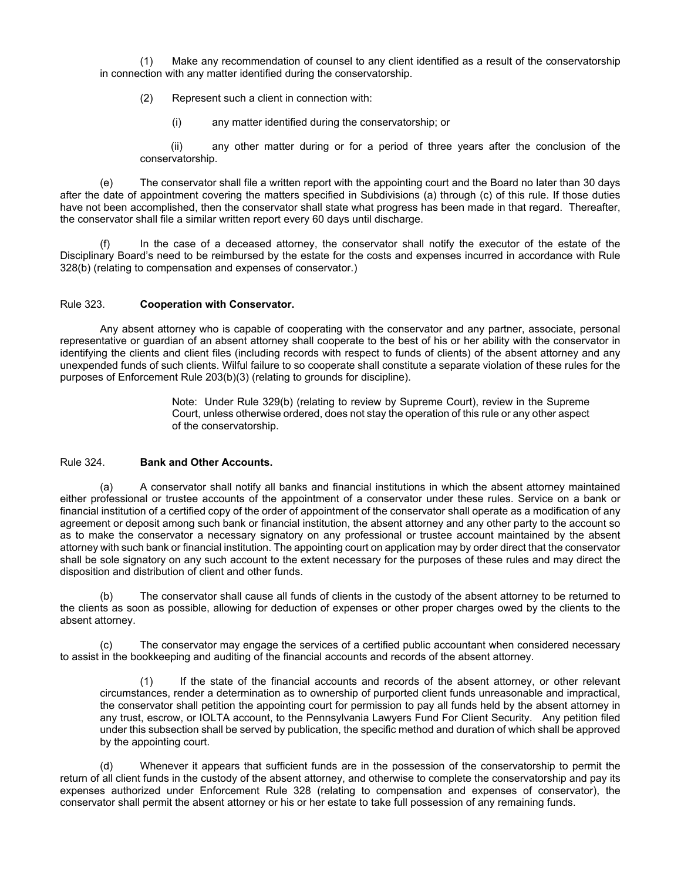(1) Make any recommendation of counsel to any client identified as a result of the conservatorship in connection with any matter identified during the conservatorship.

(2) Represent such a client in connection with:

(i) any matter identified during the conservatorship; or

(ii) any other matter during or for a period of three years after the conclusion of the conservatorship.

(e) The conservator shall file a written report with the appointing court and the Board no later than 30 days after the date of appointment covering the matters specified in Subdivisions (a) through (c) of this rule. If those duties have not been accomplished, then the conservator shall state what progress has been made in that regard. Thereafter, the conservator shall file a similar written report every 60 days until discharge.

(f) In the case of a deceased attorney, the conservator shall notify the executor of the estate of the Disciplinary Board's need to be reimbursed by the estate for the costs and expenses incurred in accordance with Rule 328(b) (relating to compensation and expenses of conservator.)

Rule 323. **Cooperation with Conservator.**

Any absent attorney who is capable of cooperating with the conservator and any partner, associate, personal representative or guardian of an absent attorney shall cooperate to the best of his or her ability with the conservator in identifying the clients and client files (including records with respect to funds of clients) of the absent attorney and any unexpended funds of such clients. Wilful failure to so cooperate shall constitute a separate violation of these rules for the purposes of Enforcement Rule 203(b)(3) (relating to grounds for discipline).

> Note: Under Rule 329(b) (relating to review by Supreme Court), review in the Supreme Court, unless otherwise ordered, does not stay the operation of this rule or any other aspect of the conservatorship.

Rule 324. **Bank and Other Accounts.**

(a) A conservator shall notify all banks and financial institutions in which the absent attorney maintained either professional or trustee accounts of the appointment of a conservator under these rules. Service on a bank or financial institution of a certified copy of the order of appointment of the conservator shall operate as a modification of any agreement or deposit among such bank or financial institution, the absent attorney and any other party to the account so as to make the conservator a necessary signatory on any professional or trustee account maintained by the absent attorney with such bank or financial institution. The appointing court on application may by order direct that the conservator shall be sole signatory on any such account to the extent necessary for the purposes of these rules and may direct the disposition and distribution of client and other funds.

(b) The conservator shall cause all funds of clients in the custody of the absent attorney to be returned to the clients as soon as possible, allowing for deduction of expenses or other proper charges owed by the clients to the absent attorney.

(c) The conservator may engage the services of a certified public accountant when considered necessary to assist in the bookkeeping and auditing of the financial accounts and records of the absent attorney.

(1) If the state of the financial accounts and records of the absent attorney, or other relevant circumstances, render a determination as to ownership of purported client funds unreasonable and impractical, the conservator shall petition the appointing court for permission to pay all funds held by the absent attorney in any trust, escrow, or IOLTA account, to the Pennsylvania Lawyers Fund For Client Security. Any petition filed under this subsection shall be served by publication, the specific method and duration of which shall be approved by the appointing court.

(d) Whenever it appears that sufficient funds are in the possession of the conservatorship to permit the return of all client funds in the custody of the absent attorney, and otherwise to complete the conservatorship and pay its expenses authorized under Enforcement Rule 328 (relating to compensation and expenses of conservator), the conservator shall permit the absent attorney or his or her estate to take full possession of any remaining funds.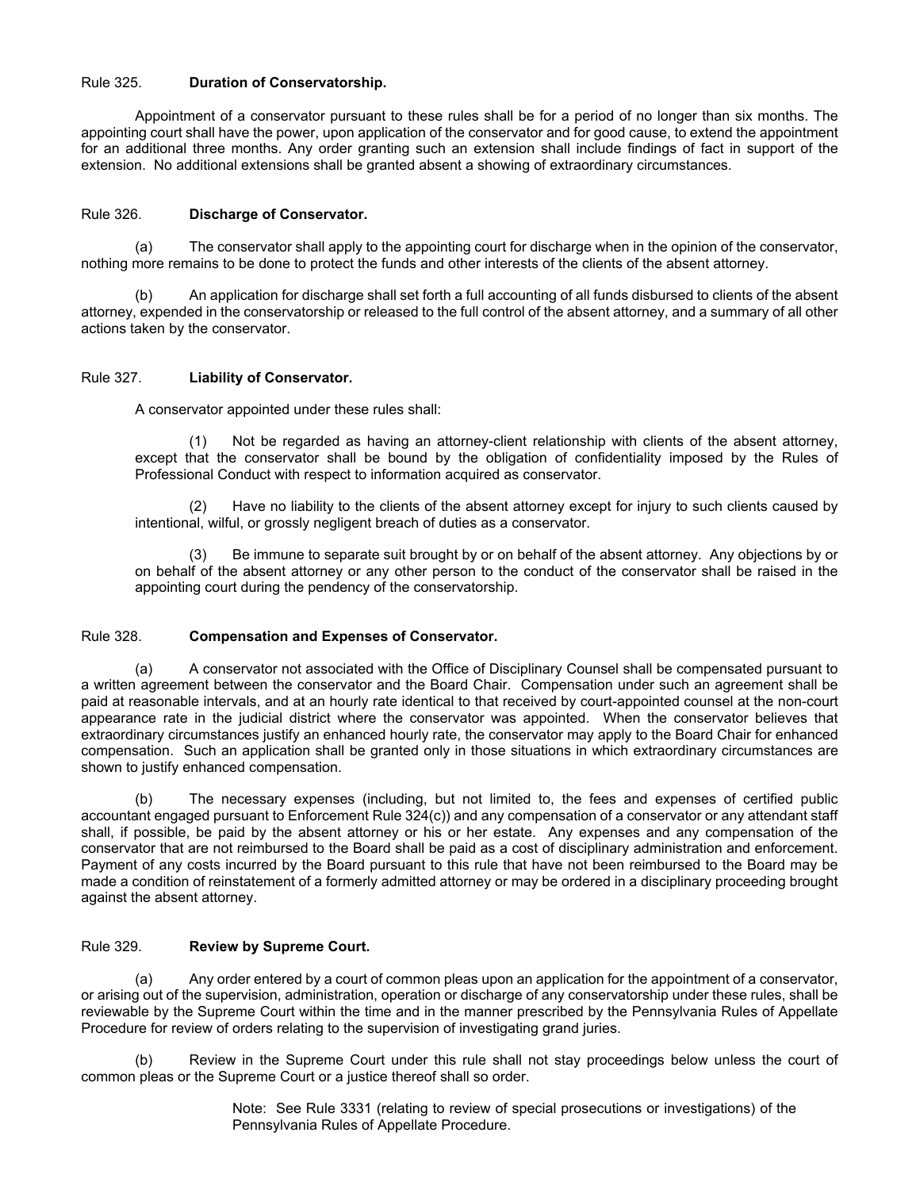Rule 325. **Duration of Conservatorship.**

Appointment of a conservator pursuant to these rules shall be for a period of no longer than six months. The appointing court shall have the power, upon application of the conservator and for good cause, to extend the appointment for an additional three months. Any order granting such an extension shall include findings of fact in support of the extension. No additional extensions shall be granted absent a showing of extraordinary circumstances.

Rule 326. **Discharge of Conservator.**

(a) The conservator shall apply to the appointing court for discharge when in the opinion of the conservator, nothing more remains to be done to protect the funds and other interests of the clients of the absent attorney.

(b) An application for discharge shall set forth a full accounting of all funds disbursed to clients of the absent attorney, expended in the conservatorship or released to the full control of the absent attorney, and a summary of all other actions taken by the conservator.

Rule 327. **Liability of Conservator.**

A conservator appointed under these rules shall:

(1) Not be regarded as having an attorney-client relationship with clients of the absent attorney, except that the conservator shall be bound by the obligation of confidentiality imposed by the Rules of Professional Conduct with respect to information acquired as conservator.

(2) Have no liability to the clients of the absent attorney except for injury to such clients caused by intentional, wilful, or grossly negligent breach of duties as a conservator.

(3) Be immune to separate suit brought by or on behalf of the absent attorney. Any objections by or on behalf of the absent attorney or any other person to the conduct of the conservator shall be raised in the appointing court during the pendency of the conservatorship.

Rule 328. **Compensation and Expenses of Conservator.**

(a) A conservator not associated with the Office of Disciplinary Counsel shall be compensated pursuant to a written agreement between the conservator and the Board Chair. Compensation under such an agreement shall be paid at reasonable intervals, and at an hourly rate identical to that received by court-appointed counsel at the non-court appearance rate in the judicial district where the conservator was appointed. When the conservator believes that extraordinary circumstances justify an enhanced hourly rate, the conservator may apply to the Board Chair for enhanced compensation. Such an application shall be granted only in those situations in which extraordinary circumstances are shown to justify enhanced compensation.

(b) The necessary expenses (including, but not limited to, the fees and expenses of certified public accountant engaged pursuant to Enforcement Rule 324(c)) and any compensation of a conservator or any attendant staff shall, if possible, be paid by the absent attorney or his or her estate. Any expenses and any compensation of the conservator that are not reimbursed to the Board shall be paid as a cost of disciplinary administration and enforcement. Payment of any costs incurred by the Board pursuant to this rule that have not been reimbursed to the Board may be made a condition of reinstatement of a formerly admitted attorney or may be ordered in a disciplinary proceeding brought against the absent attorney.

Rule 329. **Review by Supreme Court.**

(a) Any order entered by a court of common pleas upon an application for the appointment of a conservator, or arising out of the supervision, administration, operation or discharge of any conservatorship under these rules, shall be reviewable by the Supreme Court within the time and in the manner prescribed by the Pennsylvania Rules of Appellate Procedure for review of orders relating to the supervision of investigating grand juries.

(b) Review in the Supreme Court under this rule shall not stay proceedings below unless the court of common pleas or the Supreme Court or a justice thereof shall so order.

> Note: See Rule 3331 (relating to review of special prosecutions or investigations) of the Pennsylvania Rules of Appellate Procedure.